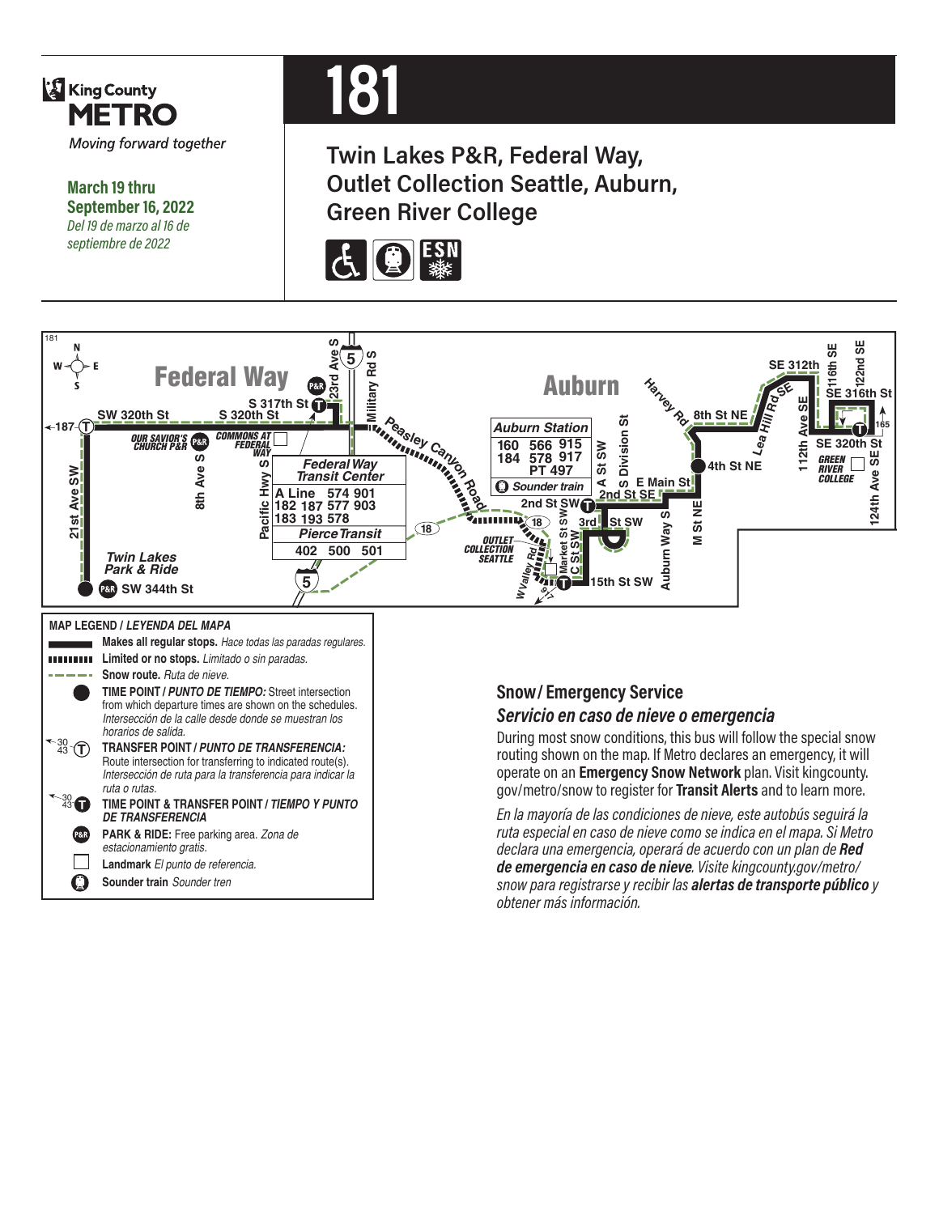King County
**METRO**
*Moving forward together*

**March 19 thru September 16, 2022**
*Del 19 de marzo al 16 de septiembre de 2022*

# 181

## Twin Lakes P&R, Federal Way, Outlet Collection Seattle, Auburn, Green River College

**MAP LEGEND / *LEYENDA DEL MAPA***

- **Makes all regular stops.** *Hace todas las paradas regulares.*
- **Limited or no stops.** *Limitado o sin paradas.*
- **Snow route.** *Ruta de nieve.*
- **TIME POINT / *PUNTO DE TIEMPO:*** Street intersection from which departure times are shown on the schedules. *Intersección de la calle desde donde se muestran los horarios de salida.*
- **TRANSFER POINT / *PUNTO DE TRANSFERENCIA:*** Route intersection for transferring to indicated route(s). *Intersección de ruta para la transferencia para indicar la ruta o rutas.*
- **TIME POINT & TRANSFER POINT / *TIEMPO Y PUNTO DE TRANSFERENCIA***
- **PARK & RIDE:** Free parking area. *Zona de estacionamiento gratis.*
- **Landmark** *El punto de referencia.*
- **Sounder train** *Sounder tren*

## Snow/Emergency Service

### *Servicio en caso de nieve o emergencia*

During most snow conditions, this bus will follow the special snow routing shown on the map. If Metro declares an emergency, it will operate on an **Emergency Snow Network** plan. Visit kingcounty.gov/metro/snow to register for **Transit Alerts** and to learn more.

*En la mayoría de las condiciones de nieve, este autobús seguirá la ruta especial en caso de nieve como se indica en el mapa. Si Metro declara una emergencia, operará de acuerdo con un plan de **Red de emergencia en caso de nieve**. Visite kingcounty.gov/metro/snow para registrarse y recibir las **alertas de transporte público** y obtener más información.*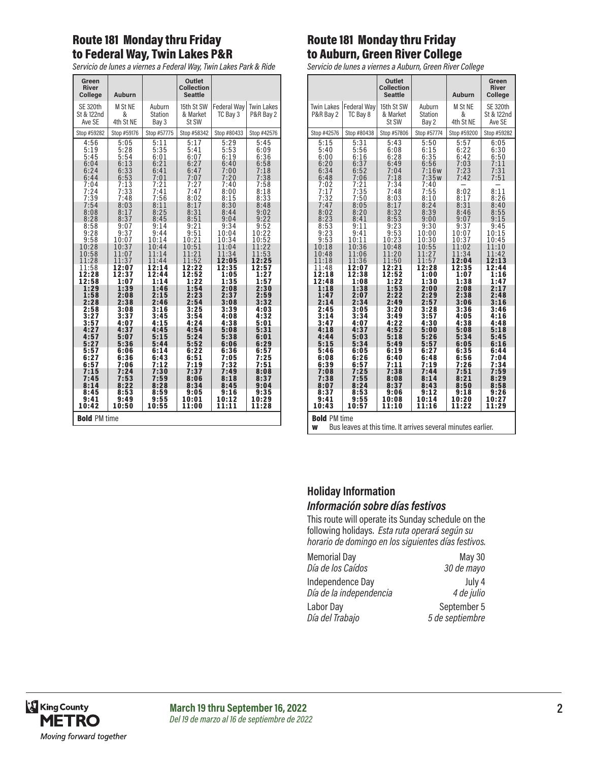## Route 181 Monday thru Friday to Federal Way, Twin Lakes P&R

*Servicio de lunes a viernes a Federal Way, Twin Lakes Park & Ride*

| Green River College | Auburn | | Outlet Collection Seattle | | |
|---|---|---|---|---|---|
| SE 320th St & 122nd Ave SE | M St NE & 4th St NE | Auburn Station Bay 3 | 15th St SW & Market St SW | Federal Way TC Bay 3 | Twin Lakes P&R Bay 2 |
| Stop #59282 | Stop #59176 | Stop #57775 | Stop #58342 | Stop #80433 | Stop #42576 |
| 4:56 | 5:05 | 5:11 | 5:17 | 5:29 | 5:45 |
| 5:19 | 5:28 | 5:35 | 5:41 | 5:53 | 6:09 |
| 5:45 | 5:54 | 6:01 | 6:07 | 6:19 | 6:36 |
| 6:04 | 6:13 | 6:21 | 6:27 | 6:40 | 6:58 |
| 6:24 | 6:33 | 6:41 | 6:47 | 7:00 | 7:18 |
| 6:44 | 6:53 | 7:01 | 7:07 | 7:20 | 7:38 |
| 7:04 | 7:13 | 7:21 | 7:27 | 7:40 | 7:58 |
| 7:24 | 7:33 | 7:41 | 7:47 | 8:00 | 8:18 |
| 7:39 | 7:48 | 7:56 | 8:02 | 8:15 | 8:33 |
| 7:54 | 8:03 | 8:11 | 8:17 | 8:30 | 8:48 |
| 8:08 | 8:17 | 8:25 | 8:31 | 8:44 | 9:02 |
| 8:28 | 8:37 | 8:45 | 8:51 | 9:04 | 9:22 |
| 8:58 | 9:07 | 9:14 | 9:21 | 9:34 | 9:52 |
| 9:28 | 9:37 | 9:44 | 9:51 | 10:04 | 10:22 |
| 9:58 | 10:07 | 10:14 | 10:21 | 10:34 | 10:52 |
| 10:28 | 10:37 | 10:44 | 10:51 | 11:04 | 11:22 |
| 10:58 | 11:07 | 11:14 | 11:21 | 11:34 | 11:53 |
| 11:28 | 11:37 | 11:44 | 11:52 | **12:05** | **12:25** |
| 11:58 | **12:07** | **12:14** | **12:22** | **12:35** | **12:57** |
| **12:28** | **12:37** | **12:44** | **12:52** | **1:05** | **1:27** |
| **12:58** | **1:07** | **1:14** | **1:22** | **1:35** | **1:57** |
| **1:29** | **1:39** | **1:46** | **1:54** | **2:08** | **2:30** |
| **1:58** | **2:08** | **2:15** | **2:23** | **2:37** | **2:59** |
| **2:28** | **2:38** | **2:46** | **2:54** | **3:08** | **3:32** |
| **2:58** | **3:08** | **3:16** | **3:25** | **3:39** | **4:03** |
| **3:27** | **3:37** | **3:45** | **3:54** | **4:08** | **4:32** |
| **3:57** | **4:07** | **4:15** | **4:24** | **4:38** | **5:01** |
| **4:27** | **4:37** | **4:45** | **4:54** | **5:08** | **5:31** |
| **4:57** | **5:07** | **5:15** | **5:24** | **5:38** | **6:01** |
| **5:27** | **5:36** | **5:44** | **5:52** | **6:06** | **6:29** |
| **5:57** | **6:06** | **6:14** | **6:22** | **6:36** | **6:57** |
| **6:27** | **6:36** | **6:43** | **6:51** | **7:05** | **7:25** |
| **6:57** | **7:06** | **7:12** | **7:19** | **7:32** | **7:51** |
| **7:15** | **7:24** | **7:30** | **7:37** | **7:49** | **8:08** |
| **7:45** | **7:53** | **7:59** | **8:06** | **8:18** | **8:37** |
| **8:14** | **8:22** | **8:28** | **8:34** | **8:45** | **9:04** |
| **8:45** | **8:53** | **8:59** | **9:05** | **9:16** | **9:35** |
| **9:41** | **9:49** | **9:55** | **10:01** | **10:12** | **10:29** |
| **10:42** | **10:50** | **10:55** | **11:00** | **11:11** | **11:28** |

**Bold** PM time

## Route 181 Monday thru Friday to Auburn, Green River College

*Servicio de lunes a viernes a Auburn, Green River College*

| | | Outlet Collection Seattle | | Auburn | Green River College |
|---|---|---|---|---|---|
| Twin Lakes P&R Bay 2 | Federal Way TC Bay 8 | 15th St SW & Market St SW | Auburn Station Bay 2 | M St NE & 4th St NE | SE 320th St & 122nd Ave SE |
| Stop #42576 | Stop #80438 | Stop #57806 | Stop #57774 | Stop #59200 | Stop #59282 |
| 5:15 | 5:31 | 5:43 | 5:50 | 5:57 | 6:05 |
| 5:40 | 5:56 | 6:08 | 6:15 | 6:22 | 6:30 |
| 6:00 | 6:16 | 6:28 | 6:35 | 6:42 | 6:50 |
| 6:20 | 6:37 | 6:49 | 6:56 | 7:03 | 7:11 |
| 6:34 | 6:52 | 7:04 | 7:16w | 7:23 | 7:31 |
| 6:48 | 7:06 | 7:18 | 7:35w | 7:42 | 7:51 |
| 7:02 | 7:21 | 7:34 | 7:40 | — | — |
| 7:17 | 7:35 | 7:48 | 7:55 | 8:02 | 8:11 |
| 7:32 | 7:50 | 8:03 | 8:10 | 8:17 | 8:26 |
| 7:47 | 8:05 | 8:17 | 8:24 | 8:31 | 8:40 |
| 8:02 | 8:20 | 8:32 | 8:39 | 8:46 | 8:55 |
| 8:23 | 8:41 | 8:53 | 9:00 | 9:07 | 9:15 |
| 8:53 | 9:11 | 9:23 | 9:30 | 9:37 | 9:45 |
| 9:23 | 9:41 | 9:53 | 10:00 | 10:07 | 10:15 |
| 9:53 | 10:11 | 10:23 | 10:30 | 10:37 | 10:45 |
| 10:18 | 10:36 | 10:48 | 10:55 | 11:02 | 11:10 |
| 10:48 | 11:06 | 11:20 | 11:27 | 11:34 | 11:42 |
| 11:18 | 11:36 | 11:50 | 11:57 | **12:04** | **12:13** |
| 11:48 | **12:07** | **12:21** | **12:28** | **12:35** | **12:44** |
| **12:18** | **12:38** | **12:52** | **1:00** | **1:07** | **1:16** |
| **12:48** | **1:08** | **1:22** | **1:30** | **1:38** | **1:47** |
| **1:18** | **1:38** | **1:53** | **2:00** | **2:08** | **2:17** |
| **1:47** | **2:07** | **2:22** | **2:29** | **2:38** | **2:48** |
| **2:14** | **2:34** | **2:49** | **2:57** | **3:06** | **3:16** |
| **2:45** | **3:05** | **3:20** | **3:28** | **3:36** | **3:46** |
| **3:14** | **3:34** | **3:49** | **3:57** | **4:05** | **4:16** |
| **3:47** | **4:07** | **4:22** | **4:30** | **4:38** | **4:48** |
| **4:18** | **4:37** | **4:52** | **5:00** | **5:08** | **5:18** |
| **4:44** | **5:03** | **5:18** | **5:26** | **5:34** | **5:45** |
| **5:15** | **5:34** | **5:49** | **5:57** | **6:05** | **6:16** |
| **5:46** | **6:05** | **6:19** | **6:27** | **6:35** | **6:44** |
| **6:08** | **6:26** | **6:40** | **6:48** | **6:56** | **7:04** |
| **6:39** | **6:57** | **7:11** | **7:19** | **7:26** | **7:34** |
| **7:08** | **7:25** | **7:38** | **7:44** | **7:51** | **7:59** |
| **7:38** | **7:55** | **8:08** | **8:14** | **8:21** | **8:29** |
| **8:07** | **8:24** | **8:37** | **8:43** | **8:50** | **8:58** |
| **8:37** | **8:53** | **9:06** | **9:12** | **9:18** | **9:26** |
| **9:41** | **9:55** | **10:08** | **10:14** | **10:20** | **10:27** |
| **10:43** | **10:57** | **11:10** | **11:16** | **11:22** | **11:29** |

**Bold** PM time

**w** Bus leaves at this time. It arrives several minutes earlier.

## Holiday Information

### *Información sobre días festivos*

This route will operate its Sunday schedule on the following holidays. *Esta ruta operará según su horario de domingo en los siguientes días festivos.*

| | |
|---|---|
| Memorial Day *Día de los Caídos* | May 30 *30 de mayo* |
| Independence Day *Día de la independencia* | July 4 *4 de julio* |
| Labor Day *Día del Trabajo* | September 5 *5 de septiembre* |

King County METRO *Moving forward together*

**March 19 thru September 16, 2022**
*Del 19 de marzo al 16 de septiembre de 2022*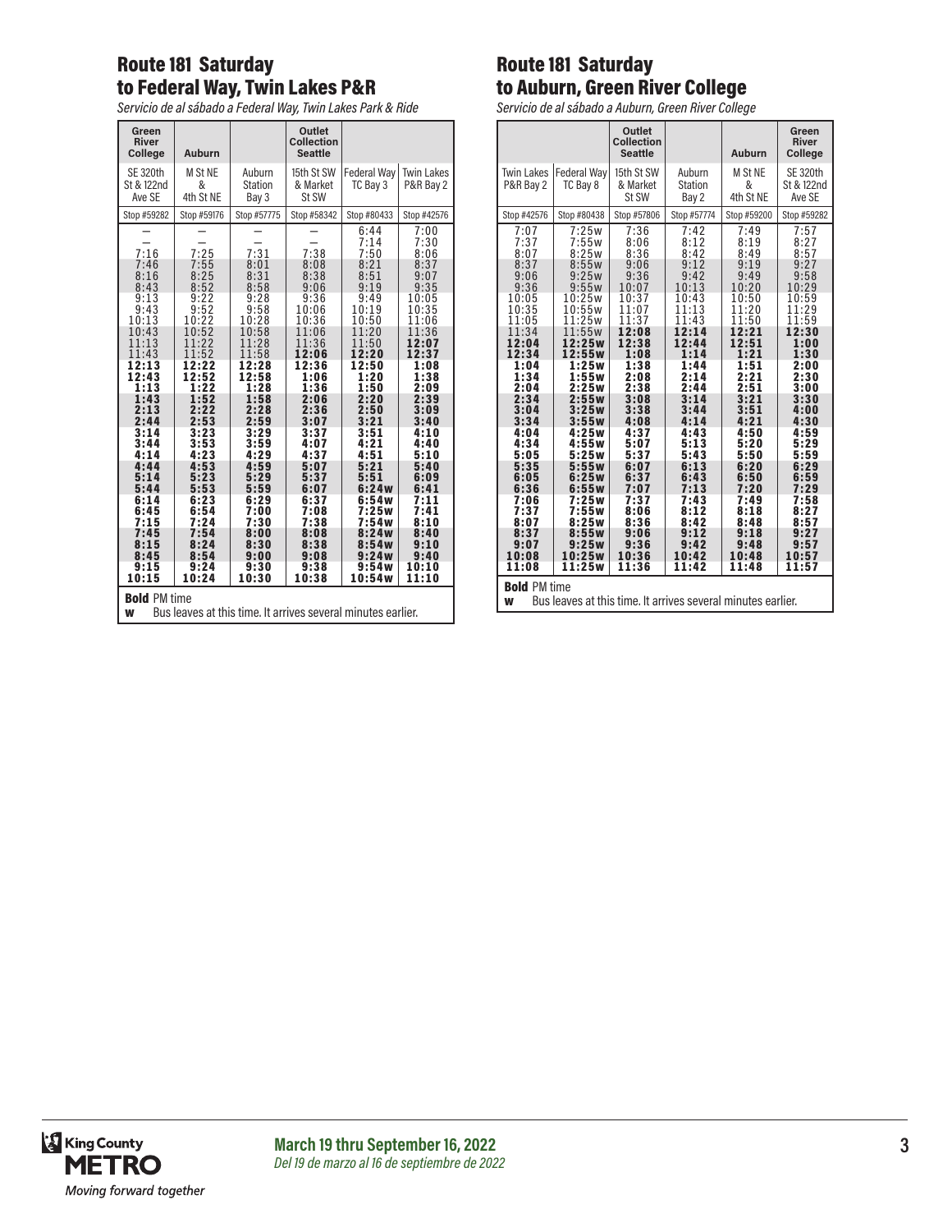## Route 181 Saturday to Federal Way, Twin Lakes P&R

*Servicio de al sábado a Federal Way, Twin Lakes Park & Ride*

| Green River College | Auburn | | Outlet Collection Seattle | | |
|---|---|---|---|---|---|
| SE 320th St & 122nd Ave SE | M St NE & 4th St NE | Auburn Station Bay 3 | 15th St SW & Market St SW | Federal Way TC Bay 3 | Twin Lakes P&R Bay 2 |
| Stop #59282 | Stop #59176 | Stop #57775 | Stop #58342 | Stop #80433 | Stop #42576 |
| – | – | – | – | 6:44 | 7:00 |
| – | – | – | – | 7:14 | 7:30 |
| 7:16 | 7:25 | 7:31 | 7:38 | 7:50 | 8:06 |
| 7:46 | 7:55 | 8:01 | 8:08 | 8:21 | 8:37 |
| 8:16 | 8:25 | 8:31 | 8:38 | 8:51 | 9:07 |
| 8:43 | 8:52 | 8:58 | 9:06 | 9:19 | 9:35 |
| 9:13 | 9:22 | 9:28 | 9:36 | 9:49 | 10:05 |
| 9:43 | 9:52 | 9:58 | 10:06 | 10:19 | 10:35 |
| 10:13 | 10:22 | 10:28 | 10:36 | 10:50 | 11:06 |
| 10:43 | 10:52 | 10:58 | 11:06 | 11:20 | 11:36 |
| 11:13 | 11:22 | 11:28 | 11:36 | 11:50 | **12:07** |
| 11:43 | 11:52 | 11:58 | **12:06** | **12:20** | **12:37** |
| **12:13** | **12:22** | **12:28** | **12:36** | **12:50** | **1:08** |
| **12:43** | **12:52** | **12:58** | **1:06** | **1:20** | **1:38** |
| **1:13** | **1:22** | **1:28** | **1:36** | **1:50** | **2:09** |
| **1:43** | **1:52** | **1:58** | **2:06** | **2:20** | **2:39** |
| **2:13** | **2:22** | **2:28** | **2:36** | **2:50** | **3:09** |
| **2:44** | **2:53** | **2:59** | **3:07** | **3:21** | **3:40** |
| **3:14** | **3:23** | **3:29** | **3:37** | **3:51** | **4:10** |
| **3:44** | **3:53** | **3:59** | **4:07** | **4:21** | **4:40** |
| **4:14** | **4:23** | **4:29** | **4:37** | **4:51** | **5:10** |
| **4:44** | **4:53** | **4:59** | **5:07** | **5:21** | **5:40** |
| **5:14** | **5:23** | **5:29** | **5:37** | **5:51** | **6:09** |
| **5:44** | **5:53** | **5:59** | **6:07** | **6:24w** | **6:41** |
| **6:14** | **6:23** | **6:29** | **6:37** | **6:54w** | **7:11** |
| **6:45** | **6:54** | **7:00** | **7:08** | **7:25w** | **7:41** |
| **7:15** | **7:24** | **7:30** | **7:38** | **7:54w** | **8:10** |
| **7:45** | **7:54** | **8:00** | **8:08** | **8:24w** | **8:40** |
| **8:15** | **8:24** | **8:30** | **8:38** | **8:54w** | **9:10** |
| **8:45** | **8:54** | **9:00** | **9:08** | **9:24w** | **9:40** |
| **9:15** | **9:24** | **9:30** | **9:38** | **9:54w** | **10:10** |
| **10:15** | **10:24** | **10:30** | **10:38** | **10:54w** | **11:10** |

**Bold** PM time
**w** Bus leaves at this time. It arrives several minutes earlier.

## Route 181 Saturday to Auburn, Green River College

*Servicio de al sábado a Auburn, Green River College*

| | | Outlet Collection Seattle | | Auburn | Green River College |
|---|---|---|---|---|---|
| Twin Lakes P&R Bay 2 | Federal Way TC Bay 8 | 15th St SW & Market St SW | Auburn Station Bay 2 | M St NE & 4th St NE | SE 320th St & 122nd Ave SE |
| Stop #42576 | Stop #80438 | Stop #57806 | Stop #57774 | Stop #59200 | Stop #59282 |
| 7:07 | 7:25w | 7:36 | 7:42 | 7:49 | 7:57 |
| 7:37 | 7:55w | 8:06 | 8:12 | 8:19 | 8:27 |
| 8:07 | 8:25w | 8:36 | 8:42 | 8:49 | 8:57 |
| 8:37 | 8:55w | 9:06 | 9:12 | 9:19 | 9:27 |
| 9:06 | 9:25w | 9:36 | 9:42 | 9:49 | 9:58 |
| 9:36 | 9:55w | 10:07 | 10:13 | 10:20 | 10:29 |
| 10:05 | 10:25w | 10:37 | 10:43 | 10:50 | 10:59 |
| 10:35 | 10:55w | 11:07 | 11:13 | 11:20 | 11:29 |
| 11:05 | 11:25w | 11:37 | 11:43 | 11:50 | 11:59 |
| 11:34 | 11:55w | **12:08** | **12:14** | **12:21** | **12:30** |
| **12:04** | **12:25w** | **12:38** | **12:44** | **12:51** | **1:00** |
| **12:34** | **12:55w** | **1:08** | **1:14** | **1:21** | **1:30** |
| **1:04** | **1:25w** | **1:38** | **1:44** | **1:51** | **2:00** |
| **1:34** | **1:55w** | **2:08** | **2:14** | **2:21** | **2:30** |
| **2:04** | **2:25w** | **2:38** | **2:44** | **2:51** | **3:00** |
| **2:34** | **2:55w** | **3:08** | **3:14** | **3:21** | **3:30** |
| **3:04** | **3:25w** | **3:38** | **3:44** | **3:51** | **4:00** |
| **3:34** | **3:55w** | **4:08** | **4:14** | **4:21** | **4:30** |
| **4:04** | **4:25w** | **4:37** | **4:43** | **4:50** | **4:59** |
| **4:34** | **4:55w** | **5:07** | **5:13** | **5:20** | **5:29** |
| **5:05** | **5:25w** | **5:37** | **5:43** | **5:50** | **5:59** |
| **5:35** | **5:55w** | **6:07** | **6:13** | **6:20** | **6:29** |
| **6:05** | **6:25w** | **6:37** | **6:43** | **6:50** | **6:59** |
| **6:36** | **6:55w** | **7:07** | **7:13** | **7:20** | **7:29** |
| **7:06** | **7:25w** | **7:37** | **7:43** | **7:49** | **7:58** |
| **7:37** | **7:55w** | **8:06** | **8:12** | **8:18** | **8:27** |
| **8:07** | **8:25w** | **8:36** | **8:42** | **8:48** | **8:57** |
| **8:37** | **8:55w** | **9:06** | **9:12** | **9:18** | **9:27** |
| **9:07** | **9:25w** | **9:36** | **9:42** | **9:48** | **9:57** |
| **10:08** | **10:25w** | **10:36** | **10:42** | **10:48** | **10:57** |
| **11:08** | **11:25w** | **11:36** | **11:42** | **11:48** | **11:57** |

**Bold** PM time
**w** Bus leaves at this time. It arrives several minutes earlier.

King County METRO
*Moving forward together*

**March 19 thru September 16, 2022**
*Del 19 de marzo al 16 de septiembre de 2022*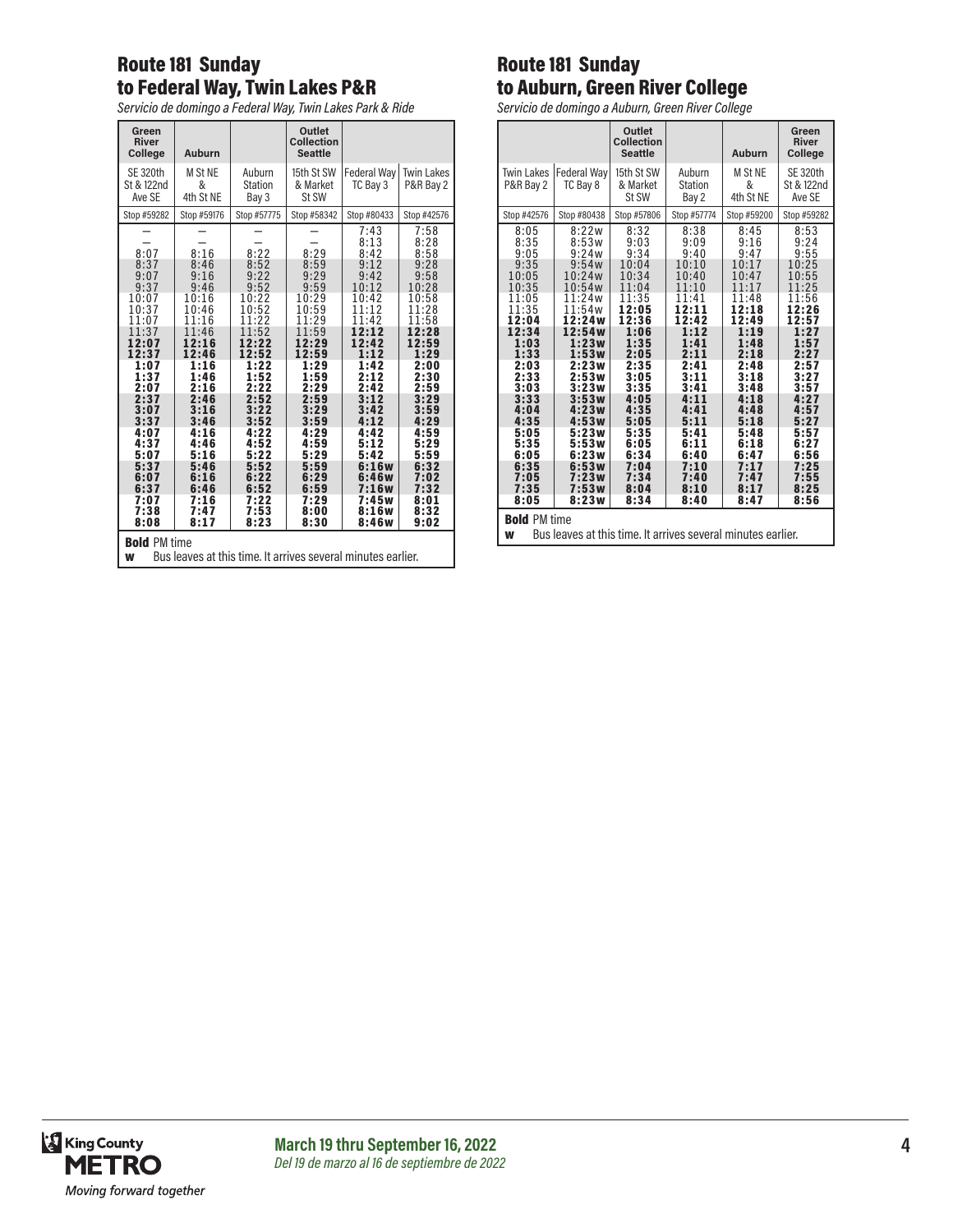## Route 181 Sunday to Federal Way, Twin Lakes P&R

*Servicio de domingo a Federal Way, Twin Lakes Park & Ride*

| Green River College | Auburn | | Outlet Collection Seattle | | |
|---|---|---|---|---|---|
| SE 320th St & 122nd Ave SE | M St NE & 4th St NE | Auburn Station Bay 3 | 15th St SW & Market St SW | Federal Way TC Bay 3 | Twin Lakes P&R Bay 2 |
| Stop #59282 | Stop #59176 | Stop #57775 | Stop #58342 | Stop #80433 | Stop #42576 |
| – | – | – | – | 7:43 | 7:58 |
| – | – | – | – | 8:13 | 8:28 |
| 8:07 | 8:16 | 8:22 | 8:29 | 8:42 | 8:58 |
| 8:37 | 8:46 | 8:52 | 8:59 | 9:12 | 9:28 |
| 9:07 | 9:16 | 9:22 | 9:29 | 9:42 | 9:58 |
| 9:37 | 9:46 | 9:52 | 9:59 | 10:12 | 10:28 |
| 10:07 | 10:16 | 10:22 | 10:29 | 10:42 | 10:58 |
| 10:37 | 10:46 | 10:52 | 10:59 | 11:12 | 11:28 |
| 11:07 | 11:16 | 11:22 | 11:29 | 11:42 | 11:58 |
| 11:37 | 11:46 | 11:52 | 11:59 | **12:12** | **12:28** |
| **12:07** | **12:16** | **12:22** | **12:29** | **12:42** | **12:59** |
| **12:37** | **12:46** | **12:52** | **12:59** | **1:12** | **1:29** |
| **1:07** | **1:16** | **1:22** | **1:29** | **1:42** | **2:00** |
| **1:37** | **1:46** | **1:52** | **1:59** | **2:12** | **2:30** |
| **2:07** | **2:16** | **2:22** | **2:29** | **2:42** | **2:59** |
| **2:37** | **2:46** | **2:52** | **2:59** | **3:12** | **3:29** |
| **3:07** | **3:16** | **3:22** | **3:29** | **3:42** | **3:59** |
| **3:37** | **3:46** | **3:52** | **3:59** | **4:12** | **4:29** |
| **4:07** | **4:16** | **4:22** | **4:29** | **4:42** | **4:59** |
| **4:37** | **4:46** | **4:52** | **4:59** | **5:12** | **5:29** |
| **5:07** | **5:16** | **5:22** | **5:29** | **5:42** | **5:59** |
| **5:37** | **5:46** | **5:52** | **5:59** | **6:16w** | **6:32** |
| **6:07** | **6:16** | **6:22** | **6:29** | **6:46w** | **7:02** |
| **6:37** | **6:46** | **6:52** | **6:59** | **7:16w** | **7:32** |
| **7:07** | **7:16** | **7:22** | **7:29** | **7:45w** | **8:01** |
| **7:38** | **7:47** | **7:53** | **8:00** | **8:16w** | **8:32** |
| **8:08** | **8:17** | **8:23** | **8:30** | **8:46w** | **9:02** |

**Bold** PM time

**w** Bus leaves at this time. It arrives several minutes earlier.

## Route 181 Sunday to Auburn, Green River College

*Servicio de domingo a Auburn, Green River College*

| | | Outlet Collection Seattle | | Auburn | Green River College |
|---|---|---|---|---|---|
| Twin Lakes P&R Bay 2 | Federal Way TC Bay 8 | 15th St SW & Market St SW | Auburn Station Bay 2 | M St NE & 4th St NE | SE 320th St & 122nd Ave SE |
| Stop #42576 | Stop #80438 | Stop #57806 | Stop #57774 | Stop #59200 | Stop #59282 |
| 8:05 | 8:22w | 8:32 | 8:38 | 8:45 | 8:53 |
| 8:35 | 8:53w | 9:03 | 9:09 | 9:16 | 9:24 |
| 9:05 | 9:24w | 9:34 | 9:40 | 9:47 | 9:55 |
| 9:35 | 9:54w | 10:04 | 10:10 | 10:17 | 10:25 |
| 10:05 | 10:24w | 10:34 | 10:40 | 10:47 | 10:55 |
| 10:35 | 10:54w | 11:04 | 11:10 | 11:17 | 11:25 |
| 11:05 | 11:24w | 11:35 | 11:41 | 11:48 | 11:56 |
| 11:35 | 11:54w | **12:05** | **12:11** | **12:18** | **12:26** |
| **12:04** | **12:24w** | **12:36** | **12:42** | **12:49** | **12:57** |
| **12:34** | **12:54w** | **1:06** | **1:12** | **1:19** | **1:27** |
| **1:03** | **1:23w** | **1:35** | **1:41** | **1:48** | **1:57** |
| **1:33** | **1:53w** | **2:05** | **2:11** | **2:18** | **2:27** |
| **2:03** | **2:23w** | **2:35** | **2:41** | **2:48** | **2:57** |
| **2:33** | **2:53w** | **3:05** | **3:11** | **3:18** | **3:27** |
| **3:03** | **3:23w** | **3:35** | **3:41** | **3:48** | **3:57** |
| **3:33** | **3:53w** | **4:05** | **4:11** | **4:18** | **4:27** |
| **4:04** | **4:23w** | **4:35** | **4:41** | **4:48** | **4:57** |
| **4:35** | **4:53w** | **5:05** | **5:11** | **5:18** | **5:27** |
| **5:05** | **5:23w** | **5:35** | **5:41** | **5:48** | **5:57** |
| **5:35** | **5:53w** | **6:05** | **6:11** | **6:18** | **6:27** |
| **6:05** | **6:23w** | **6:34** | **6:40** | **6:47** | **6:56** |
| **6:35** | **6:53w** | **7:04** | **7:10** | **7:17** | **7:25** |
| **7:05** | **7:23w** | **7:34** | **7:40** | **7:47** | **7:55** |
| **7:35** | **7:53w** | **8:04** | **8:10** | **8:17** | **8:25** |
| **8:05** | **8:23w** | **8:34** | **8:40** | **8:47** | **8:56** |

**Bold** PM time

**w** Bus leaves at this time. It arrives several minutes earlier.

King County METRO
*Moving forward together*

**March 19 thru September 16, 2022**
*Del 19 de marzo al 16 de septiembre de 2022*